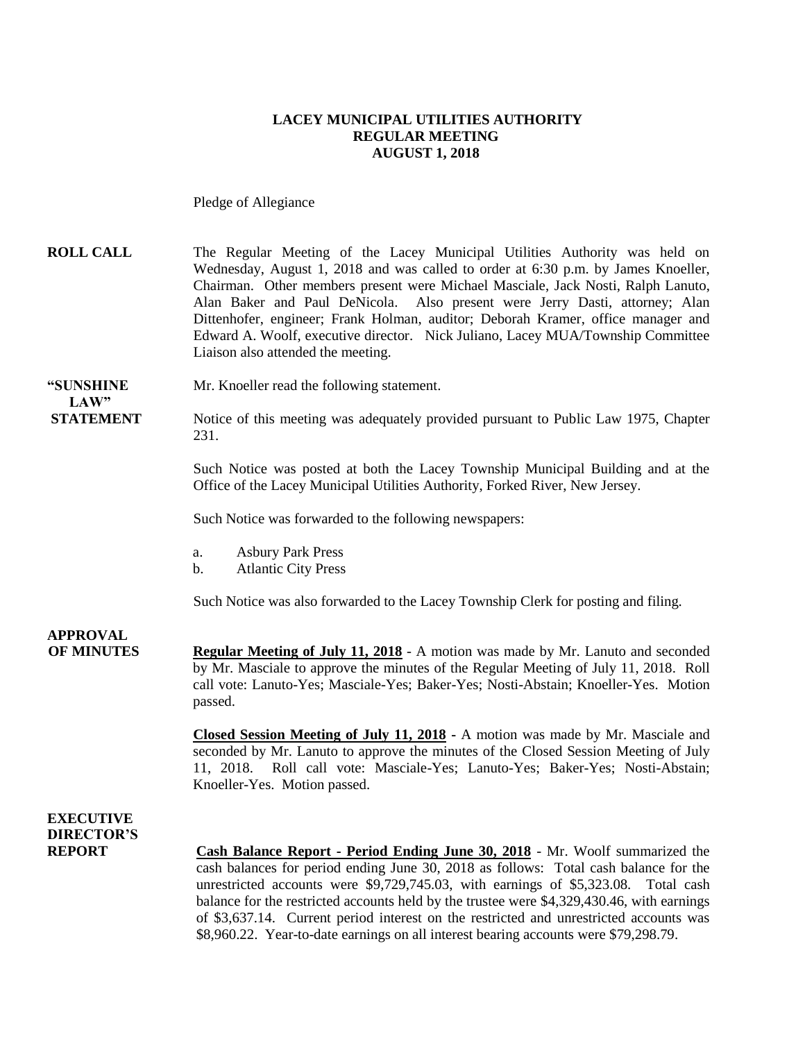# LACEY MUNICIPAL UTILITIES AUTHORITY
## REGULAR MEETING
## AUGUST 1, 2018

Pledge of Allegiance

**ROLL CALL**

The Regular Meeting of the Lacey Municipal Utilities Authority was held on Wednesday, August 1, 2018 and was called to order at 6:30 p.m. by James Knoeller, Chairman. Other members present were Michael Masciale, Jack Nosti, Ralph Lanuto, Alan Baker and Paul DeNicola. Also present were Jerry Dasti, attorney; Alan Dittenhofer, engineer; Frank Holman, auditor; Deborah Kramer, office manager and Edward A. Woolf, executive director. Nick Juliano, Lacey MUA/Township Committee Liaison also attended the meeting.

**"SUNSHINE LAW" STATEMENT**

Mr. Knoeller read the following statement.

Notice of this meeting was adequately provided pursuant to Public Law 1975, Chapter 231.

Such Notice was posted at both the Lacey Township Municipal Building and at the Office of the Lacey Municipal Utilities Authority, Forked River, New Jersey.

Such Notice was forwarded to the following newspapers:

a. Asbury Park Press
b. Atlantic City Press

Such Notice was also forwarded to the Lacey Township Clerk for posting and filing.

**APPROVAL OF MINUTES**

**Regular Meeting of July 11, 2018** - A motion was made by Mr. Lanuto and seconded by Mr. Masciale to approve the minutes of the Regular Meeting of July 11, 2018. Roll call vote: Lanuto-Yes; Masciale-Yes; Baker-Yes; Nosti-Abstain; Knoeller-Yes. Motion passed.

**Closed Session Meeting of July 11, 2018** - A motion was made by Mr. Masciale and seconded by Mr. Lanuto to approve the minutes of the Closed Session Meeting of July 11, 2018. Roll call vote: Masciale-Yes; Lanuto-Yes; Baker-Yes; Nosti-Abstain; Knoeller-Yes. Motion passed.

**EXECUTIVE DIRECTOR'S REPORT**

**Cash Balance Report - Period Ending June 30, 2018** - Mr. Woolf summarized the cash balances for period ending June 30, 2018 as follows: Total cash balance for the unrestricted accounts were $9,729,745.03, with earnings of $5,323.08. Total cash balance for the restricted accounts held by the trustee were $4,329,430.46, with earnings of $3,637.14. Current period interest on the restricted and unrestricted accounts was $8,960.22. Year-to-date earnings on all interest bearing accounts were $79,298.79.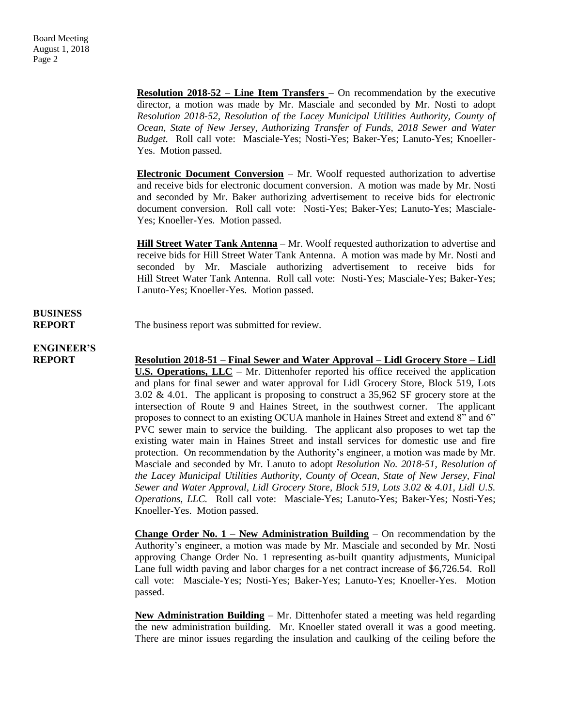**Resolution 2018-52 – Line Item Transfers –** On recommendation by the executive director, a motion was made by Mr. Masciale and seconded by Mr. Nosti to adopt *Resolution 2018-52, Resolution of the Lacey Municipal Utilities Authority, County of Ocean, State of New Jersey, Authorizing Transfer of Funds, 2018 Sewer and Water Budget.* Roll call vote: Masciale-Yes; Nosti-Yes; Baker-Yes; Lanuto-Yes; Knoeller-Yes. Motion passed.

**Electronic Document Conversion** – Mr. Woolf requested authorization to advertise and receive bids for electronic document conversion. A motion was made by Mr. Nosti and seconded by Mr. Baker authorizing advertisement to receive bids for electronic document conversion. Roll call vote: Nosti-Yes; Baker-Yes; Lanuto-Yes; Masciale-Yes; Knoeller-Yes. Motion passed.

**Hill Street Water Tank Antenna** – Mr. Woolf requested authorization to advertise and receive bids for Hill Street Water Tank Antenna. A motion was made by Mr. Nosti and seconded by Mr. Masciale authorizing advertisement to receive bids for Hill Street Water Tank Antenna. Roll call vote: Nosti-Yes; Masciale-Yes; Baker-Yes; Lanuto-Yes; Knoeller-Yes. Motion passed.

**BUSINESS REPORT**

The business report was submitted for review.

**ENGINEER'S REPORT**

**Resolution 2018-51 – Final Sewer and Water Approval – Lidl Grocery Store – Lidl U.S. Operations, LLC** – Mr. Dittenhofer reported his office received the application and plans for final sewer and water approval for Lidl Grocery Store, Block 519, Lots 3.02 & 4.01. The applicant is proposing to construct a 35,962 SF grocery store at the intersection of Route 9 and Haines Street, in the southwest corner. The applicant proposes to connect to an existing OCUA manhole in Haines Street and extend 8" and 6" PVC sewer main to service the building. The applicant also proposes to wet tap the existing water main in Haines Street and install services for domestic use and fire protection. On recommendation by the Authority's engineer, a motion was made by Mr. Masciale and seconded by Mr. Lanuto to adopt *Resolution No. 2018-51, Resolution of the Lacey Municipal Utilities Authority, County of Ocean, State of New Jersey, Final Sewer and Water Approval, Lidl Grocery Store, Block 519, Lots 3.02 & 4.01, Lidl U.S. Operations, LLC.* Roll call vote: Masciale-Yes; Lanuto-Yes; Baker-Yes; Nosti-Yes; Knoeller-Yes. Motion passed.

**Change Order No. 1 – New Administration Building** – On recommendation by the Authority's engineer, a motion was made by Mr. Masciale and seconded by Mr. Nosti approving Change Order No. 1 representing as-built quantity adjustments, Municipal Lane full width paving and labor charges for a net contract increase of $6,726.54. Roll call vote: Masciale-Yes; Nosti-Yes; Baker-Yes; Lanuto-Yes; Knoeller-Yes. Motion passed.

**New Administration Building** – Mr. Dittenhofer stated a meeting was held regarding the new administration building. Mr. Knoeller stated overall it was a good meeting. There are minor issues regarding the insulation and caulking of the ceiling before the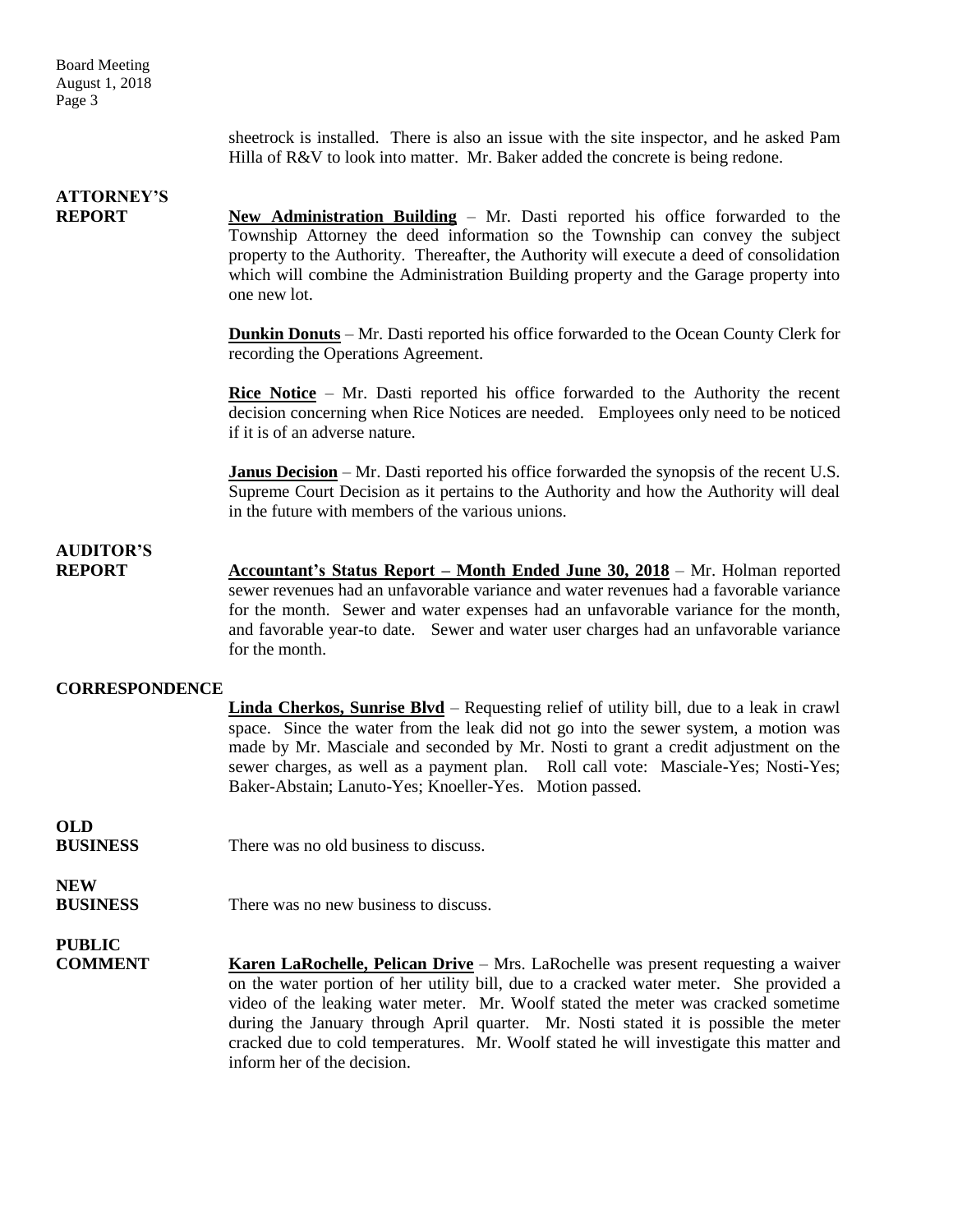sheetrock is installed. There is also an issue with the site inspector, and he asked Pam Hilla of R&V to look into matter. Mr. Baker added the concrete is being redone.

**ATTORNEY'S REPORT**

**New Administration Building** – Mr. Dasti reported his office forwarded to the Township Attorney the deed information so the Township can convey the subject property to the Authority. Thereafter, the Authority will execute a deed of consolidation which will combine the Administration Building property and the Garage property into one new lot.

**Dunkin Donuts** – Mr. Dasti reported his office forwarded to the Ocean County Clerk for recording the Operations Agreement.

**Rice Notice** – Mr. Dasti reported his office forwarded to the Authority the recent decision concerning when Rice Notices are needed. Employees only need to be noticed if it is of an adverse nature.

**Janus Decision** – Mr. Dasti reported his office forwarded the synopsis of the recent U.S. Supreme Court Decision as it pertains to the Authority and how the Authority will deal in the future with members of the various unions.

**AUDITOR'S REPORT**

**Accountant's Status Report – Month Ended June 30, 2018** – Mr. Holman reported sewer revenues had an unfavorable variance and water revenues had a favorable variance for the month. Sewer and water expenses had an unfavorable variance for the month, and favorable year-to date. Sewer and water user charges had an unfavorable variance for the month.

**CORRESPONDENCE**

**Linda Cherkos, Sunrise Blvd** – Requesting relief of utility bill, due to a leak in crawl space. Since the water from the leak did not go into the sewer system, a motion was made by Mr. Masciale and seconded by Mr. Nosti to grant a credit adjustment on the sewer charges, as well as a payment plan. Roll call vote: Masciale-Yes; Nosti-Yes; Baker-Abstain; Lanuto-Yes; Knoeller-Yes. Motion passed.

**OLD BUSINESS**

There was no old business to discuss.

**NEW BUSINESS**

There was no new business to discuss.

**PUBLIC COMMENT**

**Karen LaRochelle, Pelican Drive** – Mrs. LaRochelle was present requesting a waiver on the water portion of her utility bill, due to a cracked water meter. She provided a video of the leaking water meter. Mr. Woolf stated the meter was cracked sometime during the January through April quarter. Mr. Nosti stated it is possible the meter cracked due to cold temperatures. Mr. Woolf stated he will investigate this matter and inform her of the decision.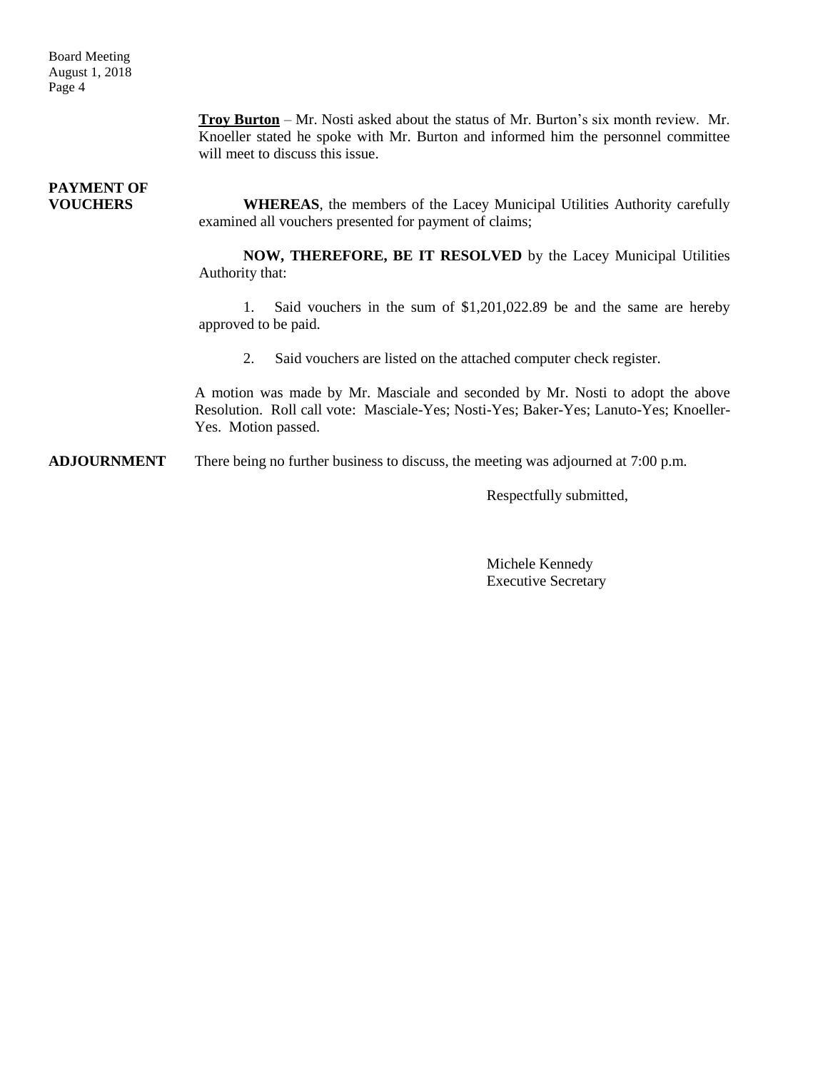**Troy Burton** – Mr. Nosti asked about the status of Mr. Burton's six month review. Mr. Knoeller stated he spoke with Mr. Burton and informed him the personnel committee will meet to discuss this issue.

**PAYMENT OF VOUCHERS**

**WHEREAS**, the members of the Lacey Municipal Utilities Authority carefully examined all vouchers presented for payment of claims;

**NOW, THEREFORE, BE IT RESOLVED** by the Lacey Municipal Utilities Authority that:

1. Said vouchers in the sum of $1,201,022.89 be and the same are hereby approved to be paid.

2. Said vouchers are listed on the attached computer check register.

A motion was made by Mr. Masciale and seconded by Mr. Nosti to adopt the above Resolution. Roll call vote: Masciale-Yes; Nosti-Yes; Baker-Yes; Lanuto-Yes; Knoeller-Yes. Motion passed.

**ADJOURNMENT** There being no further business to discuss, the meeting was adjourned at 7:00 p.m.

Respectfully submitted,

Michele Kennedy
Executive Secretary